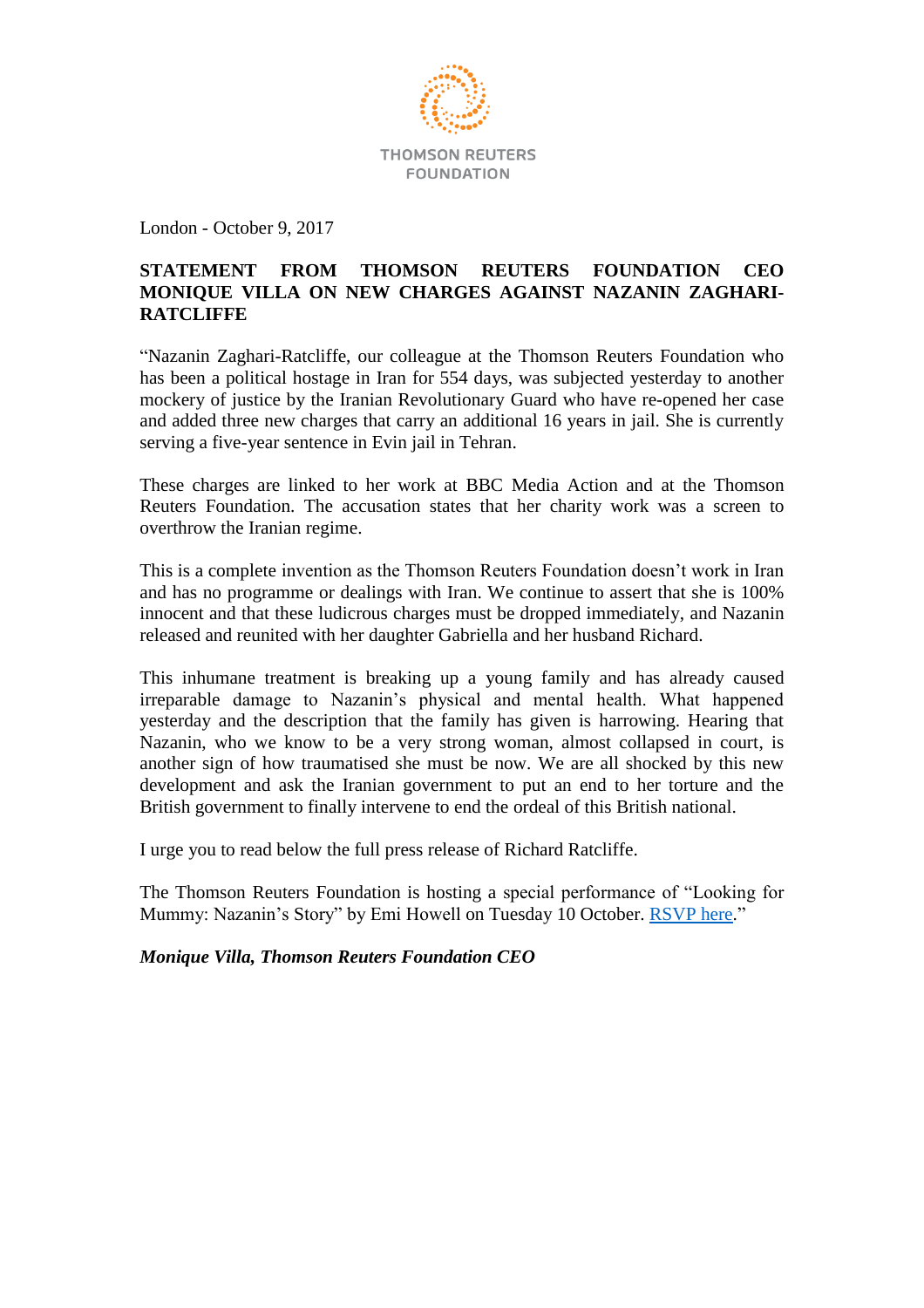THOMSON REUTERS FOUNDATION

London - October 9, 2017

**STATEMENT FROM THOMSON REUTERS FOUNDATION CEO MONIQUE VILLA ON NEW CHARGES AGAINST NAZANIN ZAGHARI-RATCLIFFE**

"Nazanin Zaghari-Ratcliffe, our colleague at the Thomson Reuters Foundation who has been a political hostage in Iran for 554 days, was subjected yesterday to another mockery of justice by the Iranian Revolutionary Guard who have re-opened her case and added three new charges that carry an additional 16 years in jail. She is currently serving a five-year sentence in Evin jail in Tehran.

These charges are linked to her work at BBC Media Action and at the Thomson Reuters Foundation. The accusation states that her charity work was a screen to overthrow the Iranian regime.

This is a complete invention as the Thomson Reuters Foundation doesn't work in Iran and has no programme or dealings with Iran. We continue to assert that she is 100% innocent and that these ludicrous charges must be dropped immediately, and Nazanin released and reunited with her daughter Gabriella and her husband Richard.

This inhumane treatment is breaking up a young family and has already caused irreparable damage to Nazanin's physical and mental health. What happened yesterday and the description that the family has given is harrowing. Hearing that Nazanin, who we know to be a very strong woman, almost collapsed in court, is another sign of how traumatised she must be now. We are all shocked by this new development and ask the Iranian government to put an end to her torture and the British government to finally intervene to end the ordeal of this British national.

I urge you to read below the full press release of Richard Ratcliffe.

The Thomson Reuters Foundation is hosting a special performance of "Looking for Mummy: Nazanin's Story" by Emi Howell on Tuesday 10 October. RSVP here."

***Monique Villa, Thomson Reuters Foundation CEO***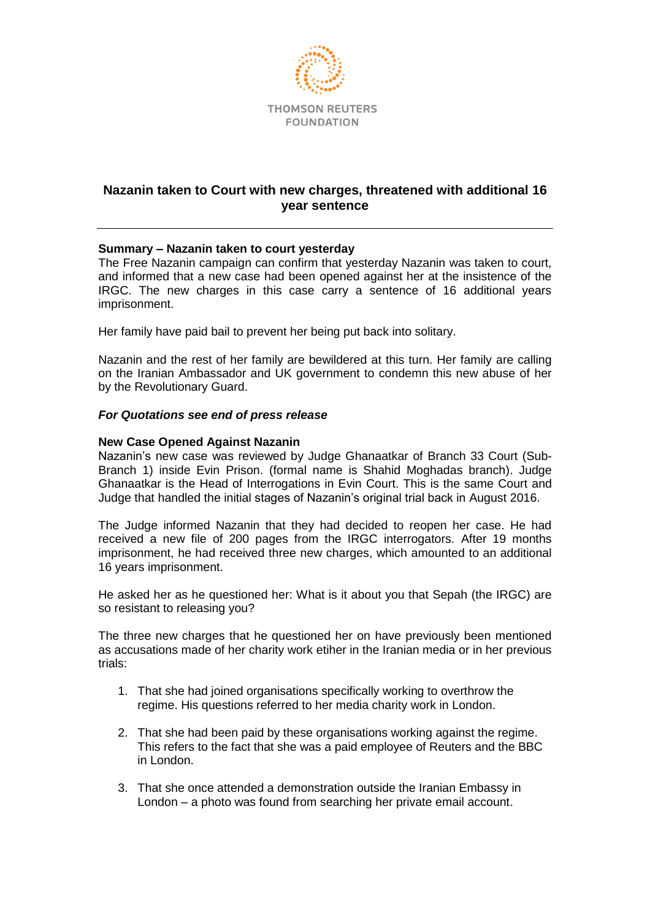THOMSON REUTERS FOUNDATION

## Nazanin taken to Court with new charges, threatened with additional 16 year sentence

---

### Summary – Nazanin taken to court yesterday

The Free Nazanin campaign can confirm that yesterday Nazanin was taken to court, and informed that a new case had been opened against her at the insistence of the IRGC. The new charges in this case carry a sentence of 16 additional years imprisonment.

Her family have paid bail to prevent her being put back into solitary.

Nazanin and the rest of her family are bewildered at this turn. Her family are calling on the Iranian Ambassador and UK government to condemn this new abuse of her by the Revolutionary Guard.

***For Quotations see end of press release***

### New Case Opened Against Nazanin

Nazanin's new case was reviewed by Judge Ghanaatkar of Branch 33 Court (Sub-Branch 1) inside Evin Prison. (formal name is Shahid Moghadas branch). Judge Ghanaatkar is the Head of Interrogations in Evin Court. This is the same Court and Judge that handled the initial stages of Nazanin's original trial back in August 2016.

The Judge informed Nazanin that they had decided to reopen her case. He had received a new file of 200 pages from the IRGC interrogators. After 19 months imprisonment, he had received three new charges, which amounted to an additional 16 years imprisonment.

He asked her as he questioned her: What is it about you that Sepah (the IRGC) are so resistant to releasing you?

The three new charges that he questioned her on have previously been mentioned as accusations made of her charity work etiher in the Iranian media or in her previous trials:

1. That she had joined organisations specifically working to overthrow the regime. His questions referred to her media charity work in London.

2. That she had been paid by these organisations working against the regime. This refers to the fact that she was a paid employee of Reuters and the BBC in London.

3. That she once attended a demonstration outside the Iranian Embassy in London – a photo was found from searching her private email account.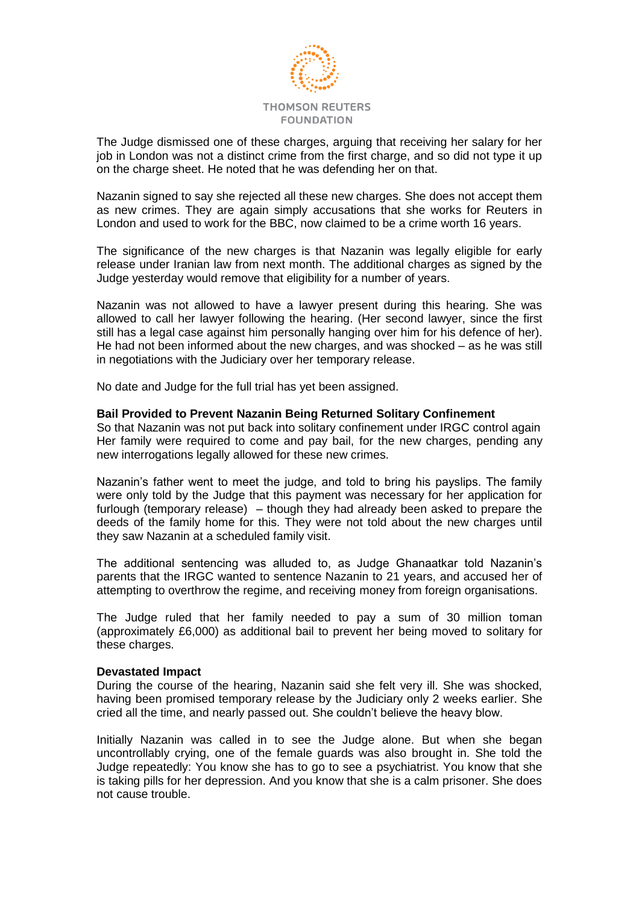The Judge dismissed one of these charges, arguing that receiving her salary for her job in London was not a distinct crime from the first charge, and so did not type it up on the charge sheet. He noted that he was defending her on that.

Nazanin signed to say she rejected all these new charges. She does not accept them as new crimes. They are again simply accusations that she works for Reuters in London and used to work for the BBC, now claimed to be a crime worth 16 years.

The significance of the new charges is that Nazanin was legally eligible for early release under Iranian law from next month. The additional charges as signed by the Judge yesterday would remove that eligibility for a number of years.

Nazanin was not allowed to have a lawyer present during this hearing. She was allowed to call her lawyer following the hearing. (Her second lawyer, since the first still has a legal case against him personally hanging over him for his defence of her). He had not been informed about the new charges, and was shocked – as he was still in negotiations with the Judiciary over her temporary release.

No date and Judge for the full trial has yet been assigned.

**Bail Provided to Prevent Nazanin Being Returned Solitary Confinement**
So that Nazanin was not put back into solitary confinement under IRGC control again Her family were required to come and pay bail, for the new charges, pending any new interrogations legally allowed for these new crimes.

Nazanin's father went to meet the judge, and told to bring his payslips. The family were only told by the Judge that this payment was necessary for her application for furlough (temporary release) – though they had already been asked to prepare the deeds of the family home for this. They were not told about the new charges until they saw Nazanin at a scheduled family visit.

The additional sentencing was alluded to, as Judge Ghanaatkar told Nazanin's parents that the IRGC wanted to sentence Nazanin to 21 years, and accused her of attempting to overthrow the regime, and receiving money from foreign organisations.

The Judge ruled that her family needed to pay a sum of 30 million toman (approximately £6,000) as additional bail to prevent her being moved to solitary for these charges.

**Devastated Impact**
During the course of the hearing, Nazanin said she felt very ill. She was shocked, having been promised temporary release by the Judiciary only 2 weeks earlier. She cried all the time, and nearly passed out. She couldn't believe the heavy blow.

Initially Nazanin was called in to see the Judge alone. But when she began uncontrollably crying, one of the female guards was also brought in. She told the Judge repeatedly: You know she has to go to see a psychiatrist. You know that she is taking pills for her depression. And you know that she is a calm prisoner. She does not cause trouble.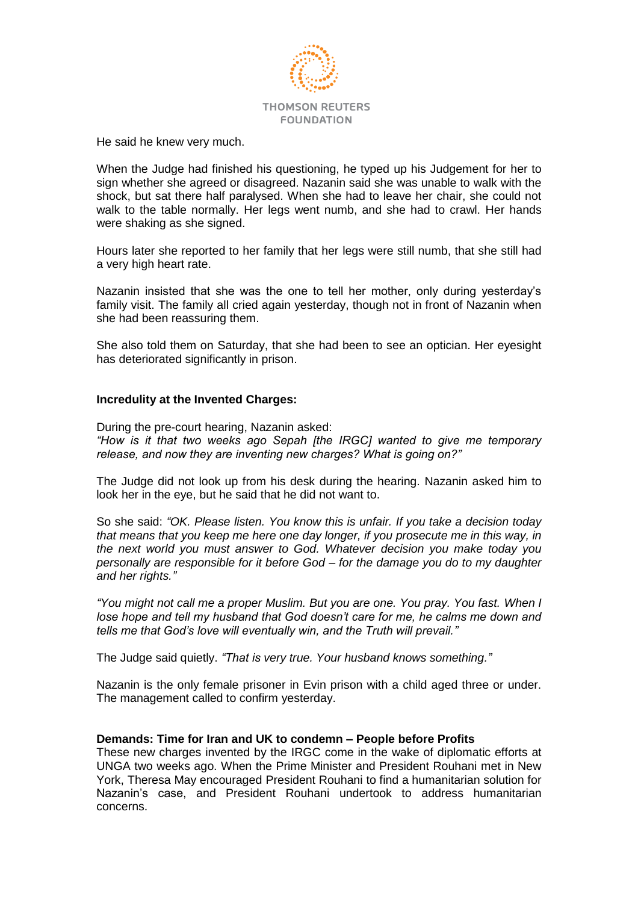He said he knew very much.

When the Judge had finished his questioning, he typed up his Judgement for her to sign whether she agreed or disagreed. Nazanin said she was unable to walk with the shock, but sat there half paralysed. When she had to leave her chair, she could not walk to the table normally. Her legs went numb, and she had to crawl. Her hands were shaking as she signed.

Hours later she reported to her family that her legs were still numb, that she still had a very high heart rate.

Nazanin insisted that she was the one to tell her mother, only during yesterday's family visit. The family all cried again yesterday, though not in front of Nazanin when she had been reassuring them.

She also told them on Saturday, that she had been to see an optician. Her eyesight has deteriorated significantly in prison.

**Incredulity at the Invented Charges:**

During the pre-court hearing, Nazanin asked:
*"How is it that two weeks ago Sepah [the IRGC] wanted to give me temporary release, and now they are inventing new charges? What is going on?"*

The Judge did not look up from his desk during the hearing. Nazanin asked him to look her in the eye, but he said that he did not want to.

So she said: *"OK. Please listen. You know this is unfair. If you take a decision today that means that you keep me here one day longer, if you prosecute me in this way, in the next world you must answer to God. Whatever decision you make today you personally are responsible for it before God – for the damage you do to my daughter and her rights."*

*"You might not call me a proper Muslim. But you are one. You pray. You fast. When I lose hope and tell my husband that God doesn't care for me, he calms me down and tells me that God's love will eventually win, and the Truth will prevail."*

The Judge said quietly. *"That is very true. Your husband knows something."*

Nazanin is the only female prisoner in Evin prison with a child aged three or under. The management called to confirm yesterday.

**Demands: Time for Iran and UK to condemn – People before Profits**
These new charges invented by the IRGC come in the wake of diplomatic efforts at UNGA two weeks ago. When the Prime Minister and President Rouhani met in New York, Theresa May encouraged President Rouhani to find a humanitarian solution for Nazanin's case, and President Rouhani undertook to address humanitarian concerns.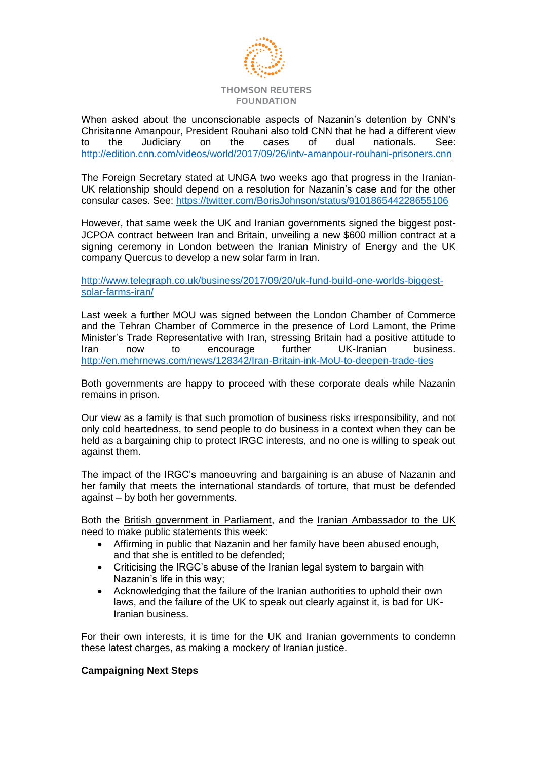When asked about the unconscionable aspects of Nazanin's detention by CNN's Chrisitanne Amanpour, President Rouhani also told CNN that he had a different view to the Judiciary on the cases of dual nationals. See: http://edition.cnn.com/videos/world/2017/09/26/intv-amanpour-rouhani-prisoners.cnn

The Foreign Secretary stated at UNGA two weeks ago that progress in the Iranian-UK relationship should depend on a resolution for Nazanin's case and for the other consular cases. See: https://twitter.com/BorisJohnson/status/910186544228655106

However, that same week the UK and Iranian governments signed the biggest post-JCPOA contract between Iran and Britain, unveiling a new $600 million contract at a signing ceremony in London between the Iranian Ministry of Energy and the UK company Quercus to develop a new solar farm in Iran.

http://www.telegraph.co.uk/business/2017/09/20/uk-fund-build-one-worlds-biggest-solar-farms-iran/

Last week a further MOU was signed between the London Chamber of Commerce and the Tehran Chamber of Commerce in the presence of Lord Lamont, the Prime Minister's Trade Representative with Iran, stressing Britain had a positive attitude to Iran now to encourage further UK-Iranian business. http://en.mehrnews.com/news/128342/Iran-Britain-ink-MoU-to-deepen-trade-ties

Both governments are happy to proceed with these corporate deals while Nazanin remains in prison.

Our view as a family is that such promotion of business risks irresponsibility, and not only cold heartedness, to send people to do business in a context when they can be held as a bargaining chip to protect IRGC interests, and no one is willing to speak out against them.

The impact of the IRGC's manoeuvring and bargaining is an abuse of Nazanin and her family that meets the international standards of torture, that must be defended against – by both her governments.

Both the British government in Parliament, and the Iranian Ambassador to the UK need to make public statements this week:

- Affirming in public that Nazanin and her family have been abused enough, and that she is entitled to be defended;
- Criticising the IRGC's abuse of the Iranian legal system to bargain with Nazanin's life in this way;
- Acknowledging that the failure of the Iranian authorities to uphold their own laws, and the failure of the UK to speak out clearly against it, is bad for UK-Iranian business.

For their own interests, it is time for the UK and Iranian governments to condemn these latest charges, as making a mockery of Iranian justice.

**Campaigning Next Steps**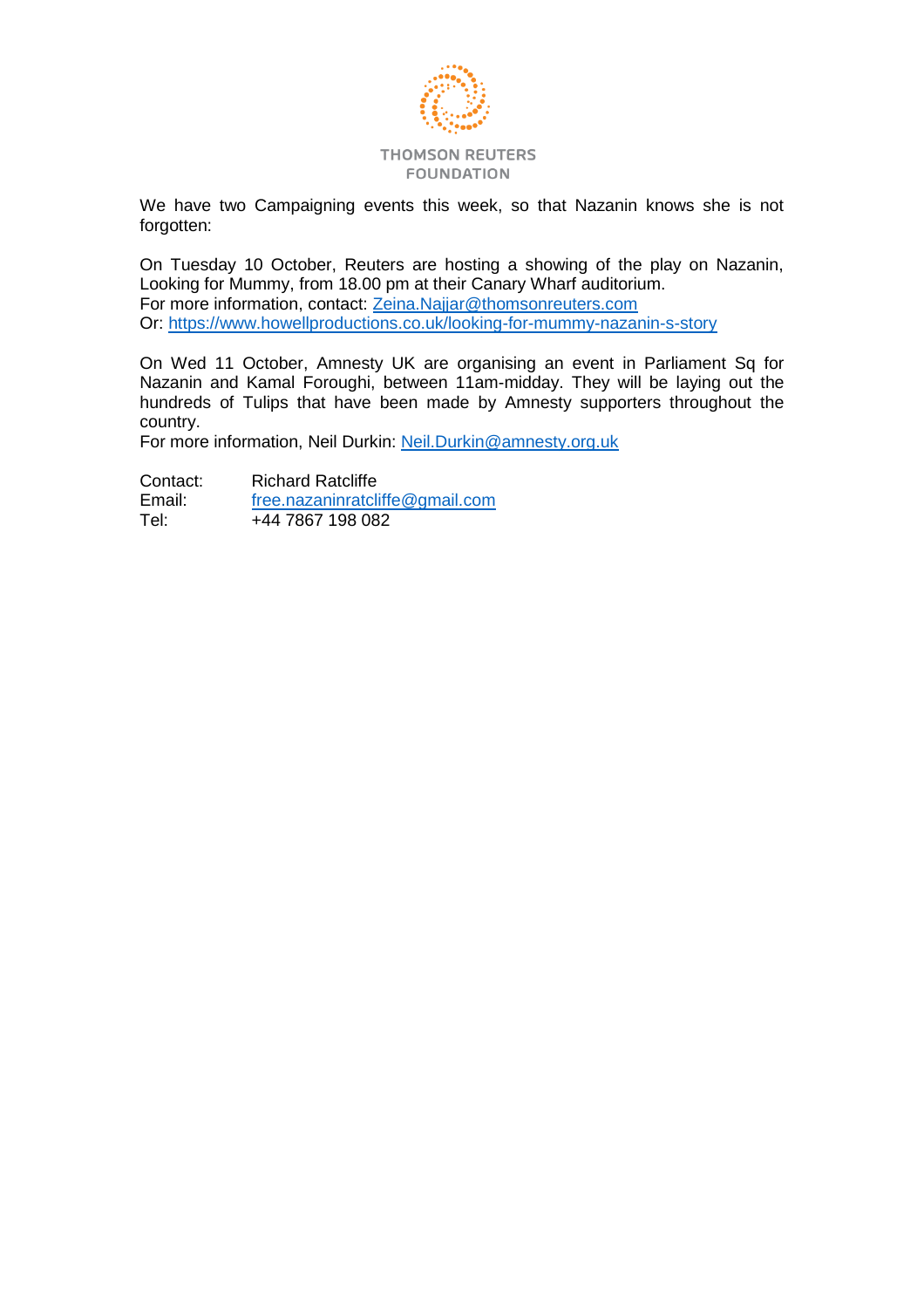THOMSON REUTERS FOUNDATION

We have two Campaigning events this week, so that Nazanin knows she is not forgotten:

On Tuesday 10 October, Reuters are hosting a showing of the play on Nazanin, Looking for Mummy, from 18.00 pm at their Canary Wharf auditorium.
For more information, contact: Zeina.Najjar@thomsonreuters.com
Or: https://www.howellproductions.co.uk/looking-for-mummy-nazanin-s-story

On Wed 11 October, Amnesty UK are organising an event in Parliament Sq for Nazanin and Kamal Foroughi, between 11am-midday. They will be laying out the hundreds of Tulips that have been made by Amnesty supporters throughout the country.
For more information, Neil Durkin: Neil.Durkin@amnesty.org.uk

Contact: Richard Ratcliffe
Email: free.nazaninratcliffe@gmail.com
Tel: +44 7867 198 082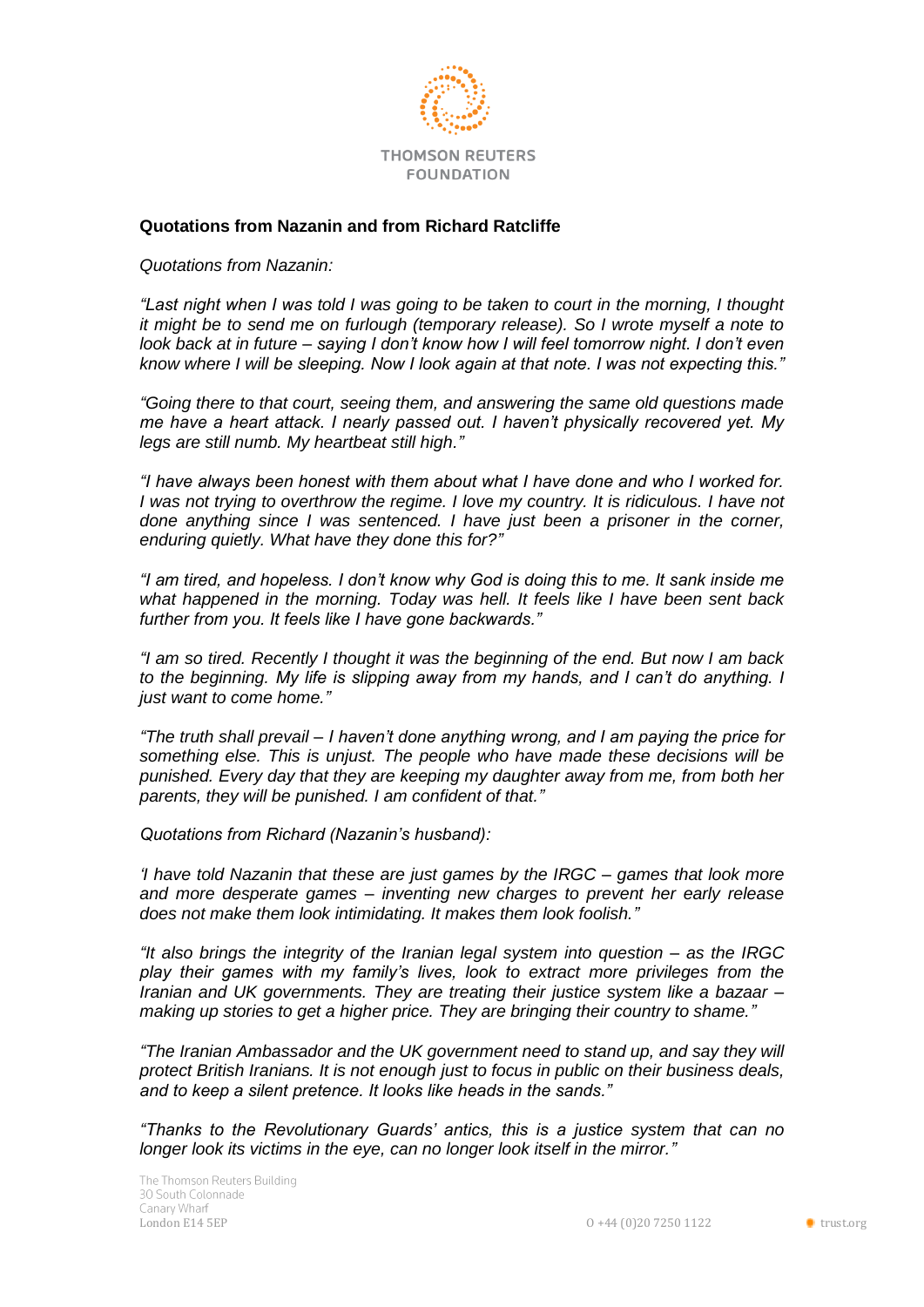**Quotations from Nazanin and from Richard Ratcliffe**

*Quotations from Nazanin:*

*"Last night when I was told I was going to be taken to court in the morning, I thought it might be to send me on furlough (temporary release). So I wrote myself a note to look back at in future – saying I don't know how I will feel tomorrow night. I don't even know where I will be sleeping. Now I look again at that note. I was not expecting this."*

*"Going there to that court, seeing them, and answering the same old questions made me have a heart attack. I nearly passed out. I haven't physically recovered yet. My legs are still numb. My heartbeat still high."*

*"I have always been honest with them about what I have done and who I worked for. I was not trying to overthrow the regime. I love my country. It is ridiculous. I have not done anything since I was sentenced. I have just been a prisoner in the corner, enduring quietly. What have they done this for?"*

*"I am tired, and hopeless. I don't know why God is doing this to me. It sank inside me what happened in the morning. Today was hell. It feels like I have been sent back further from you. It feels like I have gone backwards."*

*"I am so tired. Recently I thought it was the beginning of the end. But now I am back to the beginning. My life is slipping away from my hands, and I can't do anything. I just want to come home."*

*"The truth shall prevail – I haven't done anything wrong, and I am paying the price for something else. This is unjust. The people who have made these decisions will be punished. Every day that they are keeping my daughter away from me, from both her parents, they will be punished. I am confident of that."*

*Quotations from Richard (Nazanin's husband):*

*'I have told Nazanin that these are just games by the IRGC – games that look more and more desperate games – inventing new charges to prevent her early release does not make them look intimidating. It makes them look foolish."*

*"It also brings the integrity of the Iranian legal system into question – as the IRGC play their games with my family's lives, look to extract more privileges from the Iranian and UK governments. They are treating their justice system like a bazaar – making up stories to get a higher price. They are bringing their country to shame."*

*"The Iranian Ambassador and the UK government need to stand up, and say they will protect British Iranians. It is not enough just to focus in public on their business deals, and to keep a silent pretence. It looks like heads in the sands."*

*"Thanks to the Revolutionary Guards' antics, this is a justice system that can no longer look its victims in the eye, can no longer look itself in the mirror."*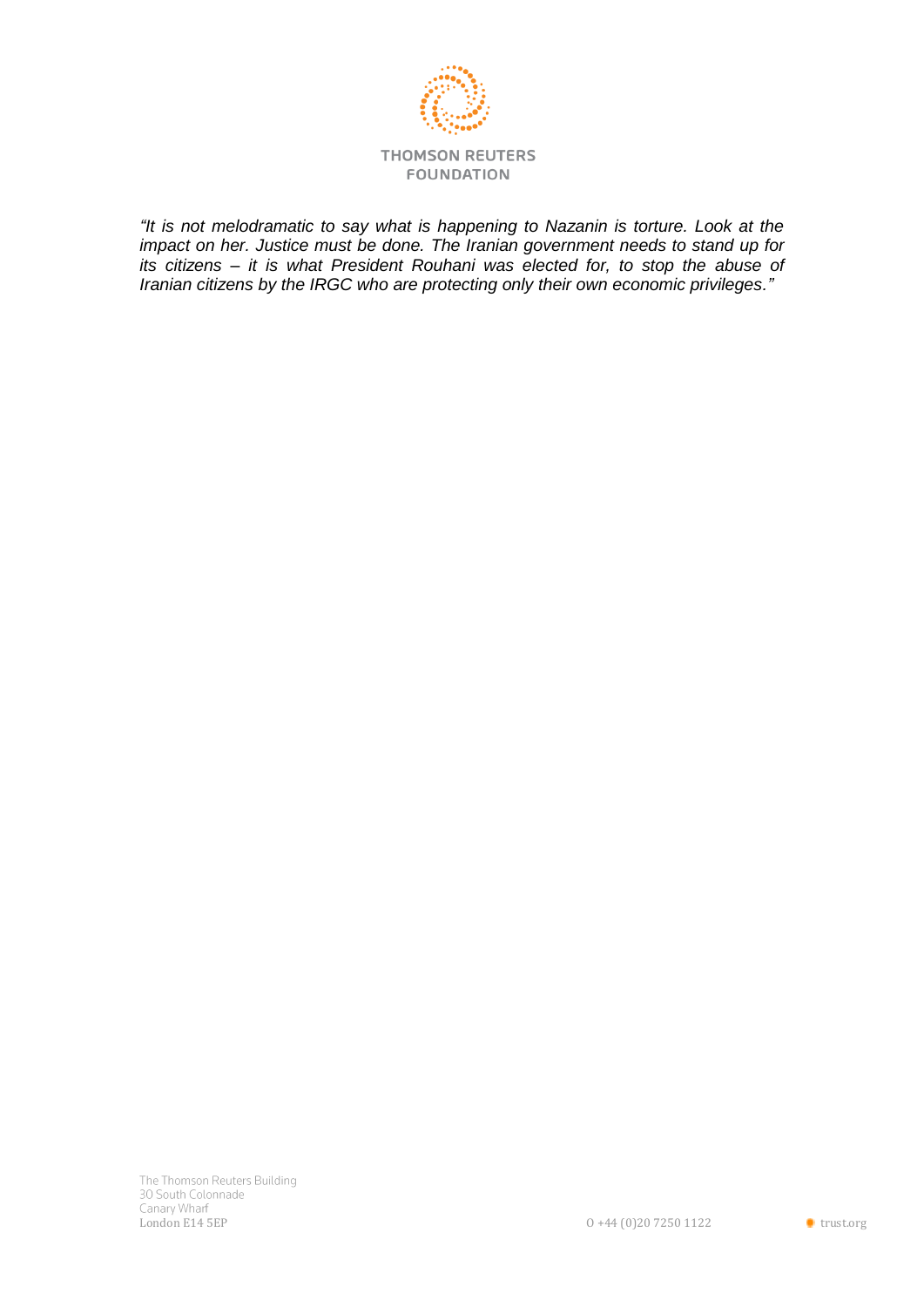*"It is not melodramatic to say what is happening to Nazanin is torture. Look at the impact on her. Justice must be done. The Iranian government needs to stand up for its citizens – it is what President Rouhani was elected for, to stop the abuse of Iranian citizens by the IRGC who are protecting only their own economic privileges."*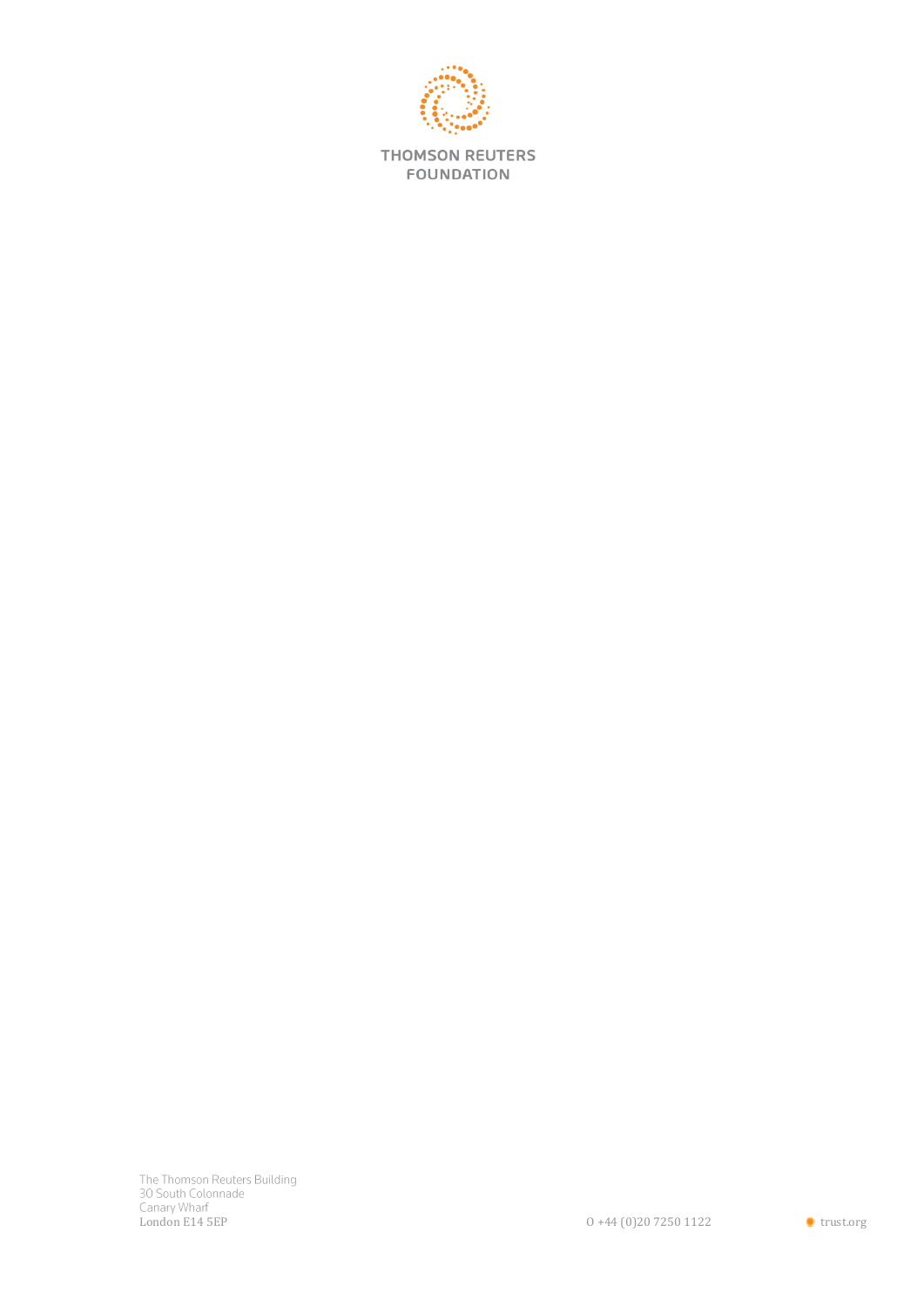THOMSON REUTERS FOUNDATION

The Thomson Reuters Building
30 South Colonnade
Canary Wharf
London E14 5EP

O +44 (0)20 7250 1122

trust.org